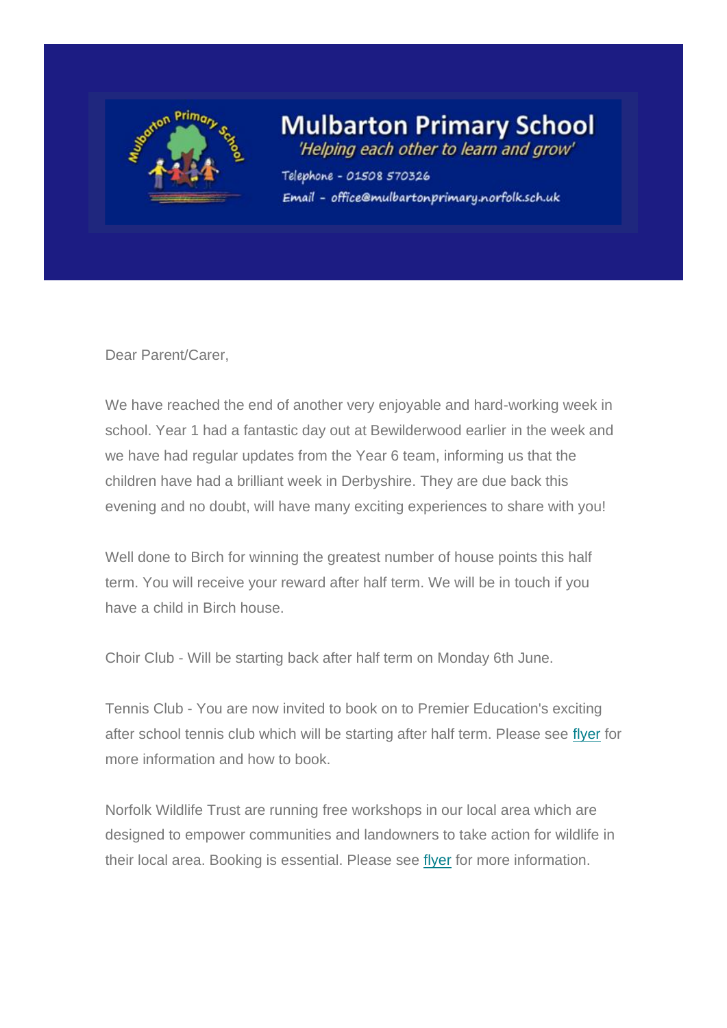# Mulbarton Primary School

*'Helping each other to learn and grow'*

Telephone - 01508 570326

Email - office@mulbartonprimary.norfolk.sch.uk

Dear Parent/Carer,

We have reached the end of another very enjoyable and hard-working week in school. Year 1 had a fantastic day out at Bewilderwood earlier in the week and we have had regular updates from the Year 6 team, informing us that the children have had a brilliant week in Derbyshire. They are due back this evening and no doubt, will have many exciting experiences to share with you!

Well done to Birch for winning the greatest number of house points this half term. You will receive your reward after half term. We will be in touch if you have a child in Birch house.

Choir Club - Will be starting back after half term on Monday 6th June.

Tennis Club - You are now invited to book on to Premier Education's exciting after school tennis club which will be starting after half term. Please see flyer for more information and how to book.

Norfolk Wildlife Trust are running free workshops in our local area which are designed to empower communities and landowners to take action for wildlife in their local area. Booking is essential. Please see flyer for more information.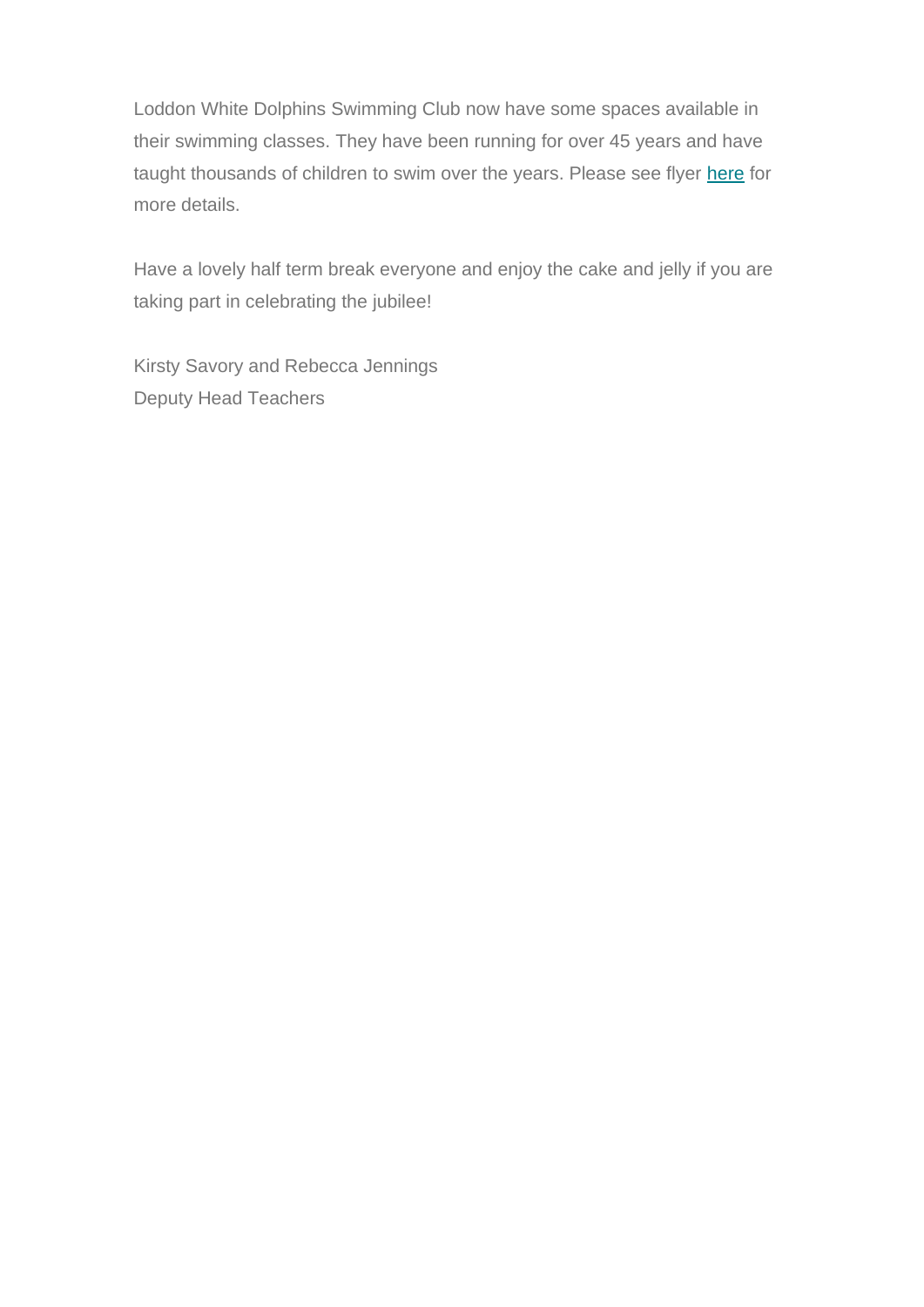Loddon White Dolphins Swimming Club now have some spaces available in their swimming classes. They have been running for over 45 years and have taught thousands of children to swim over the years. Please see flyer here for more details.

Have a lovely half term break everyone and enjoy the cake and jelly if you are taking part in celebrating the jubilee!

Kirsty Savory and Rebecca Jennings
Deputy Head Teachers